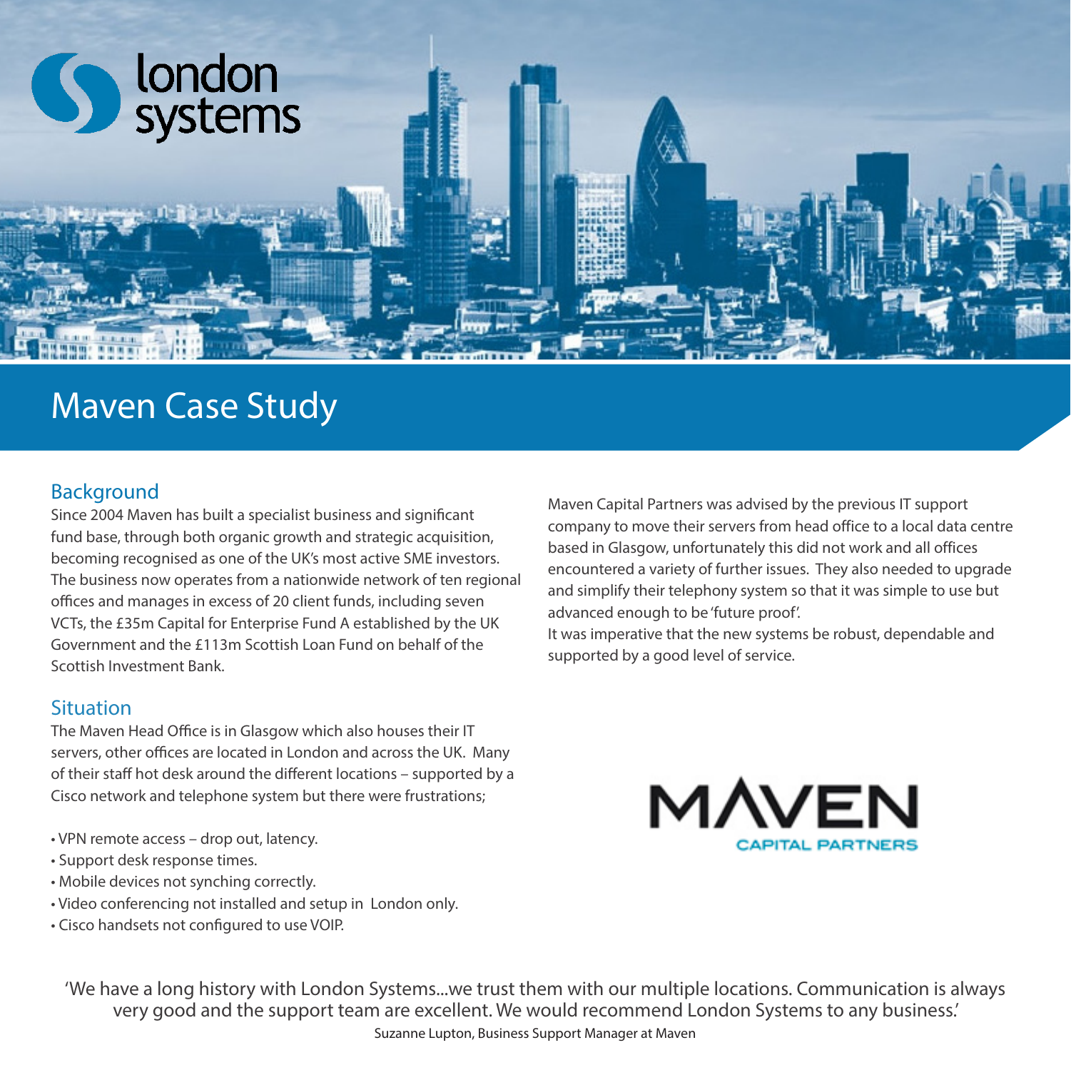london systems

# Maven Case Study

## Background

Since 2004 Maven has built a specialist business and significant fund base, through both organic growth and strategic acquisition, becoming recognised as one of the UK's most active SME investors. The business now operates from a nationwide network of ten regional offices and manages in excess of 20 client funds, including seven VCTs, the £35m Capital for Enterprise Fund A established by the UK Government and the £113m Scottish Loan Fund on behalf of the Scottish Investment Bank.

## Situation

The Maven Head Office is in Glasgow which also houses their IT servers, other offices are located in London and across the UK. Many of their staff hot desk around the different locations – supported by a Cisco network and telephone system but there were frustrations;

- VPN remote access – drop out, latency.
- Support desk response times.
- Mobile devices not synching correctly.
- Video conferencing not installed and setup in London only.
- Cisco handsets not configured to use VOIP.

Maven Capital Partners was advised by the previous IT support company to move their servers from head office to a local data centre based in Glasgow, unfortunately this did not work and all offices encountered a variety of further issues. They also needed to upgrade and simplify their telephony system so that it was simple to use but advanced enough to be 'future proof'.
It was imperative that the new systems be robust, dependable and supported by a good level of service.

MAVEN CAPITAL PARTNERS

'We have a long history with London Systems...we trust them with our multiple locations. Communication is always very good and the support team are excellent. We would recommend London Systems to any business.'
Suzanne Lupton, Business Support Manager at Maven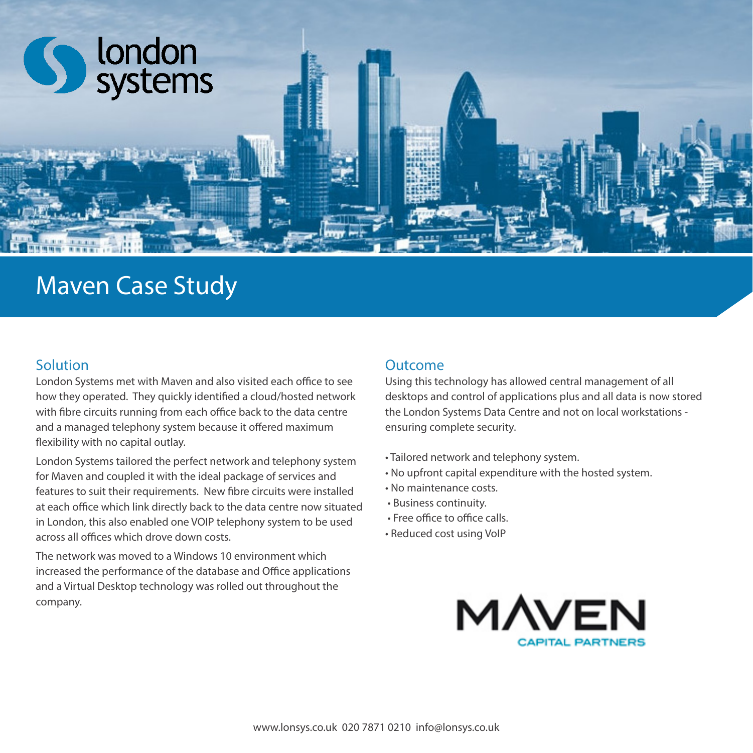london systems

# Maven Case Study

## Solution

London Systems met with Maven and also visited each office to see how they operated. They quickly identified a cloud/hosted network with fibre circuits running from each office back to the data centre and a managed telephony system because it offered maximum flexibility with no capital outlay.

London Systems tailored the perfect network and telephony system for Maven and coupled it with the ideal package of services and features to suit their requirements. New fibre circuits were installed at each office which link directly back to the data centre now situated in London, this also enabled one VOIP telephony system to be used across all offices which drove down costs.

The network was moved to a Windows 10 environment which increased the performance of the database and Office applications and a Virtual Desktop technology was rolled out throughout the company.

## Outcome

Using this technology has allowed central management of all desktops and control of applications plus and all data is now stored the London Systems Data Centre and not on local workstations - ensuring complete security.

- Tailored network and telephony system.
- No upfront capital expenditure with the hosted system.
- No maintenance costs.
- Business continuity.
- Free office to office calls.
- Reduced cost using VoIP

MAVEN CAPITAL PARTNERS

www.lonsys.co.uk 020 7871 0210 info@lonsys.co.uk